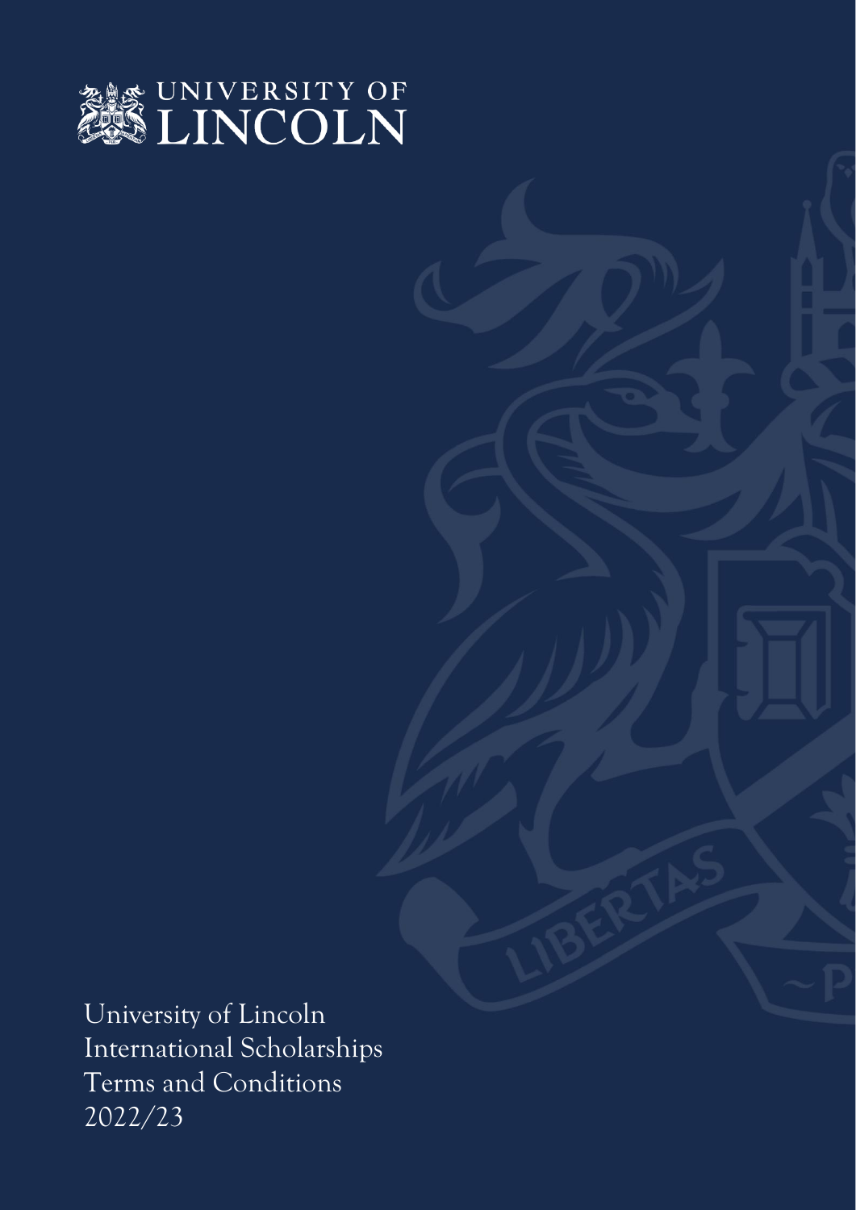UNIVERSITY OF LINCOLN

# University of Lincoln International Scholarships Terms and Conditions 2022/23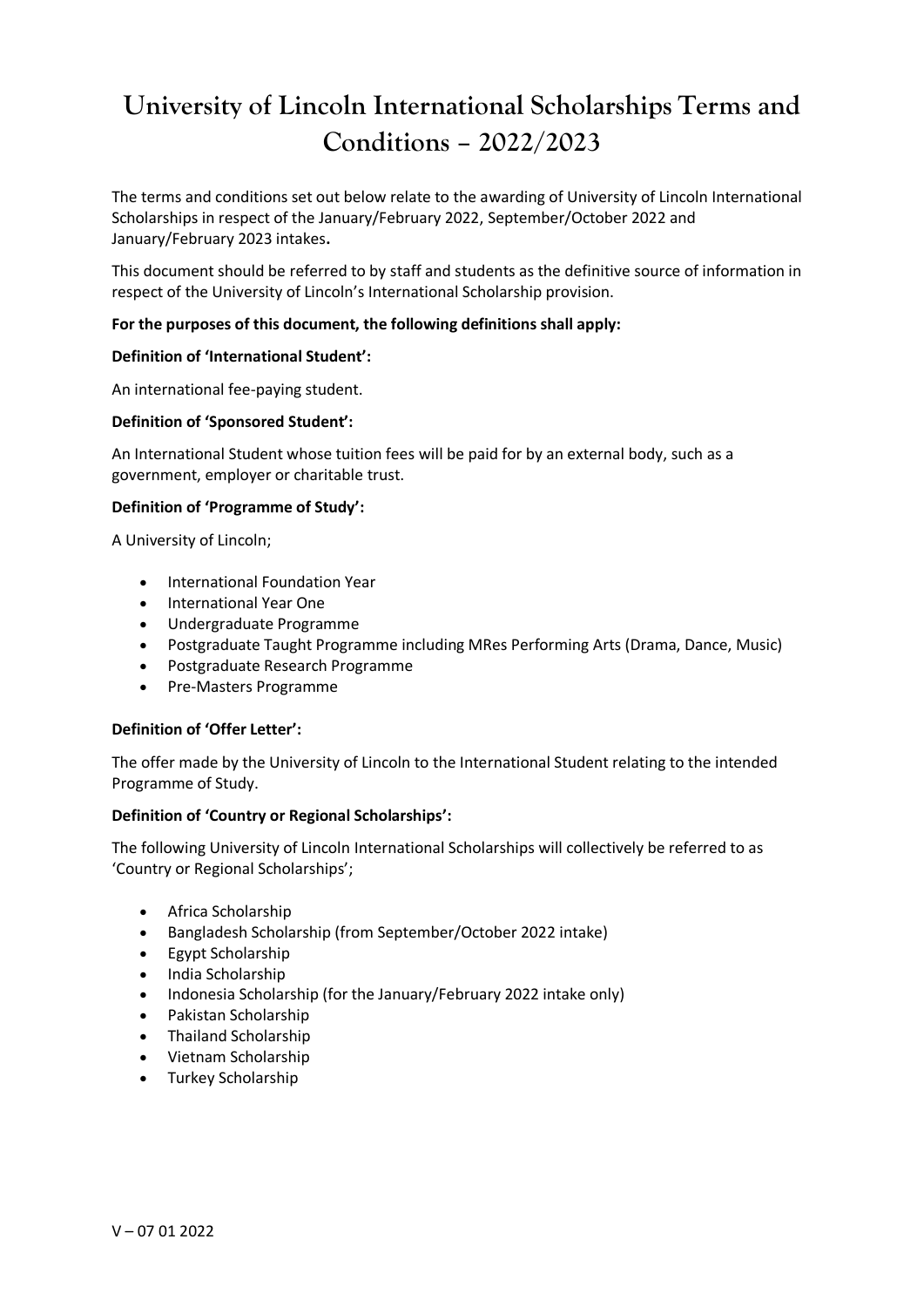# University of Lincoln International Scholarships Terms and Conditions – 2022/2023

The terms and conditions set out below relate to the awarding of University of Lincoln International Scholarships in respect of the January/February 2022, September/October 2022 and January/February 2023 intakes**.**

This document should be referred to by staff and students as the definitive source of information in respect of the University of Lincoln's International Scholarship provision.

**For the purposes of this document, the following definitions shall apply:**

**Definition of 'International Student':**

An international fee-paying student.

**Definition of 'Sponsored Student':**

An International Student whose tuition fees will be paid for by an external body, such as a government, employer or charitable trust.

**Definition of 'Programme of Study':**

A University of Lincoln;

- International Foundation Year
- International Year One
- Undergraduate Programme
- Postgraduate Taught Programme including MRes Performing Arts (Drama, Dance, Music)
- Postgraduate Research Programme
- Pre-Masters Programme

**Definition of 'Offer Letter':**

The offer made by the University of Lincoln to the International Student relating to the intended Programme of Study.

**Definition of 'Country or Regional Scholarships':**

The following University of Lincoln International Scholarships will collectively be referred to as 'Country or Regional Scholarships';

- Africa Scholarship
- Bangladesh Scholarship (from September/October 2022 intake)
- Egypt Scholarship
- India Scholarship
- Indonesia Scholarship (for the January/February 2022 intake only)
- Pakistan Scholarship
- Thailand Scholarship
- Vietnam Scholarship
- Turkey Scholarship

V – 07 01 2022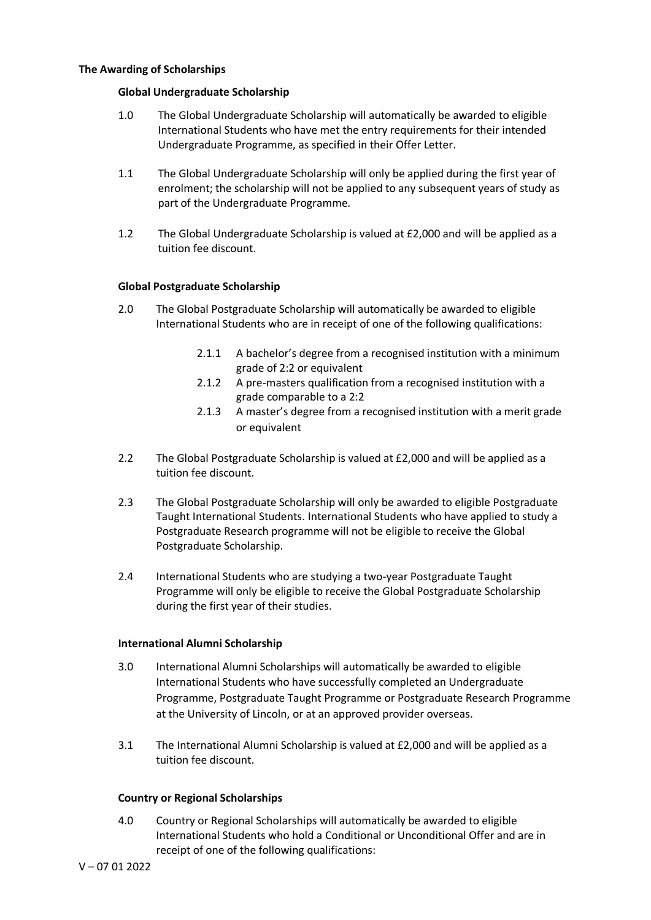## The Awarding of Scholarships

### Global Undergraduate Scholarship

1.0 The Global Undergraduate Scholarship will automatically be awarded to eligible International Students who have met the entry requirements for their intended Undergraduate Programme, as specified in their Offer Letter.

1.1 The Global Undergraduate Scholarship will only be applied during the first year of enrolment; the scholarship will not be applied to any subsequent years of study as part of the Undergraduate Programme.

1.2 The Global Undergraduate Scholarship is valued at £2,000 and will be applied as a tuition fee discount.

### Global Postgraduate Scholarship

2.0 The Global Postgraduate Scholarship will automatically be awarded to eligible International Students who are in receipt of one of the following qualifications:

- 2.1.1 A bachelor's degree from a recognised institution with a minimum grade of 2:2 or equivalent
- 2.1.2 A pre-masters qualification from a recognised institution with a grade comparable to a 2:2
- 2.1.3 A master's degree from a recognised institution with a merit grade or equivalent

2.2 The Global Postgraduate Scholarship is valued at £2,000 and will be applied as a tuition fee discount.

2.3 The Global Postgraduate Scholarship will only be awarded to eligible Postgraduate Taught International Students. International Students who have applied to study a Postgraduate Research programme will not be eligible to receive the Global Postgraduate Scholarship.

2.4 International Students who are studying a two-year Postgraduate Taught Programme will only be eligible to receive the Global Postgraduate Scholarship during the first year of their studies.

### International Alumni Scholarship

3.0 International Alumni Scholarships will automatically be awarded to eligible International Students who have successfully completed an Undergraduate Programme, Postgraduate Taught Programme or Postgraduate Research Programme at the University of Lincoln, or at an approved provider overseas.

3.1 The International Alumni Scholarship is valued at £2,000 and will be applied as a tuition fee discount.

### Country or Regional Scholarships

4.0 Country or Regional Scholarships will automatically be awarded to eligible International Students who hold a Conditional or Unconditional Offer and are in receipt of one of the following qualifications: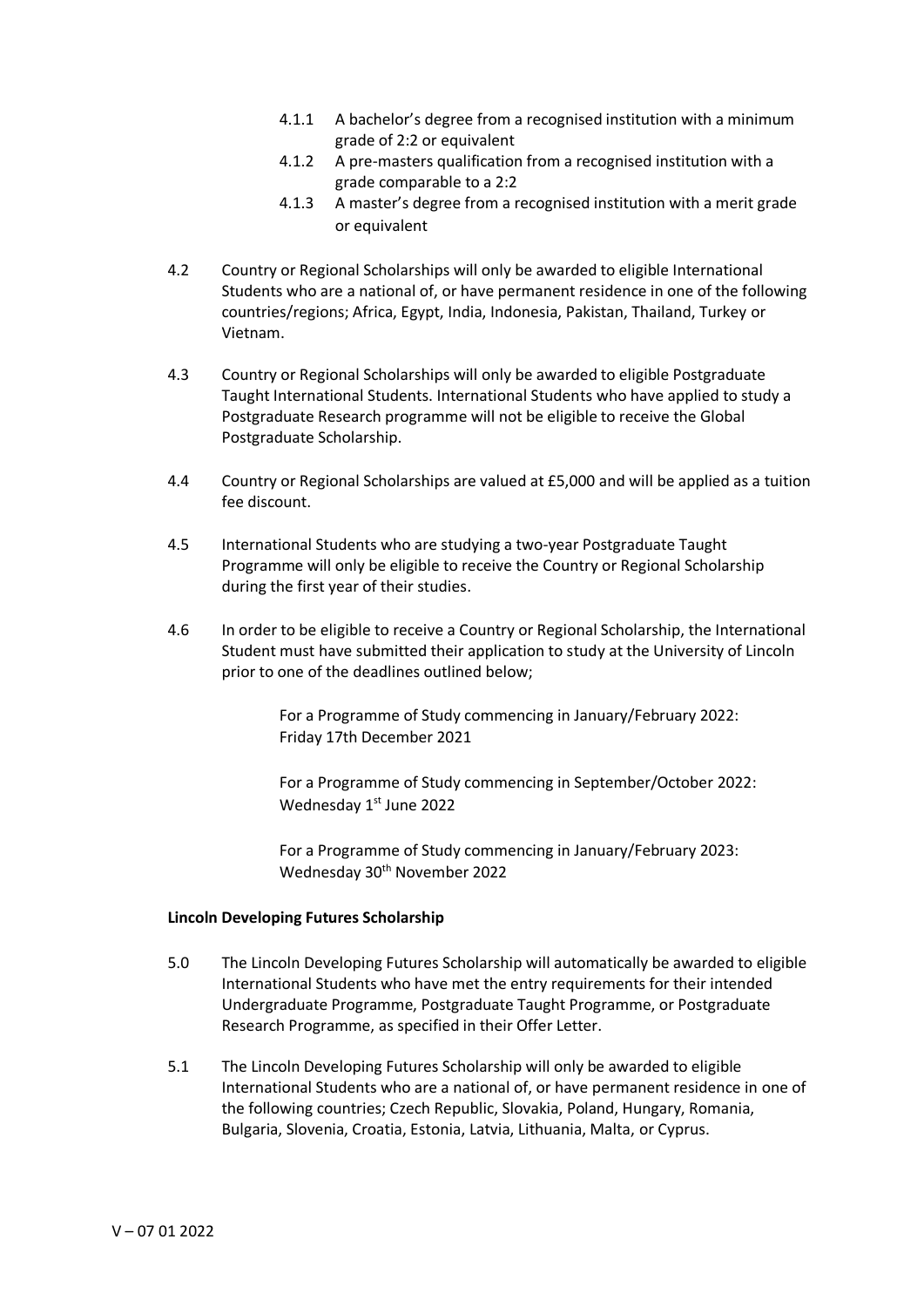4.1.1 A bachelor's degree from a recognised institution with a minimum grade of 2:2 or equivalent

4.1.2 A pre-masters qualification from a recognised institution with a grade comparable to a 2:2

4.1.3 A master's degree from a recognised institution with a merit grade or equivalent

4.2 Country or Regional Scholarships will only be awarded to eligible International Students who are a national of, or have permanent residence in one of the following countries/regions; Africa, Egypt, India, Indonesia, Pakistan, Thailand, Turkey or Vietnam.

4.3 Country or Regional Scholarships will only be awarded to eligible Postgraduate Taught International Students. International Students who have applied to study a Postgraduate Research programme will not be eligible to receive the Global Postgraduate Scholarship.

4.4 Country or Regional Scholarships are valued at £5,000 and will be applied as a tuition fee discount.

4.5 International Students who are studying a two-year Postgraduate Taught Programme will only be eligible to receive the Country or Regional Scholarship during the first year of their studies.

4.6 In order to be eligible to receive a Country or Regional Scholarship, the International Student must have submitted their application to study at the University of Lincoln prior to one of the deadlines outlined below;

For a Programme of Study commencing in January/February 2022: Friday 17th December 2021

For a Programme of Study commencing in September/October 2022: Wednesday 1st June 2022

For a Programme of Study commencing in January/February 2023: Wednesday 30th November 2022

**Lincoln Developing Futures Scholarship**

5.0 The Lincoln Developing Futures Scholarship will automatically be awarded to eligible International Students who have met the entry requirements for their intended Undergraduate Programme, Postgraduate Taught Programme, or Postgraduate Research Programme, as specified in their Offer Letter.

5.1 The Lincoln Developing Futures Scholarship will only be awarded to eligible International Students who are a national of, or have permanent residence in one of the following countries; Czech Republic, Slovakia, Poland, Hungary, Romania, Bulgaria, Slovenia, Croatia, Estonia, Latvia, Lithuania, Malta, or Cyprus.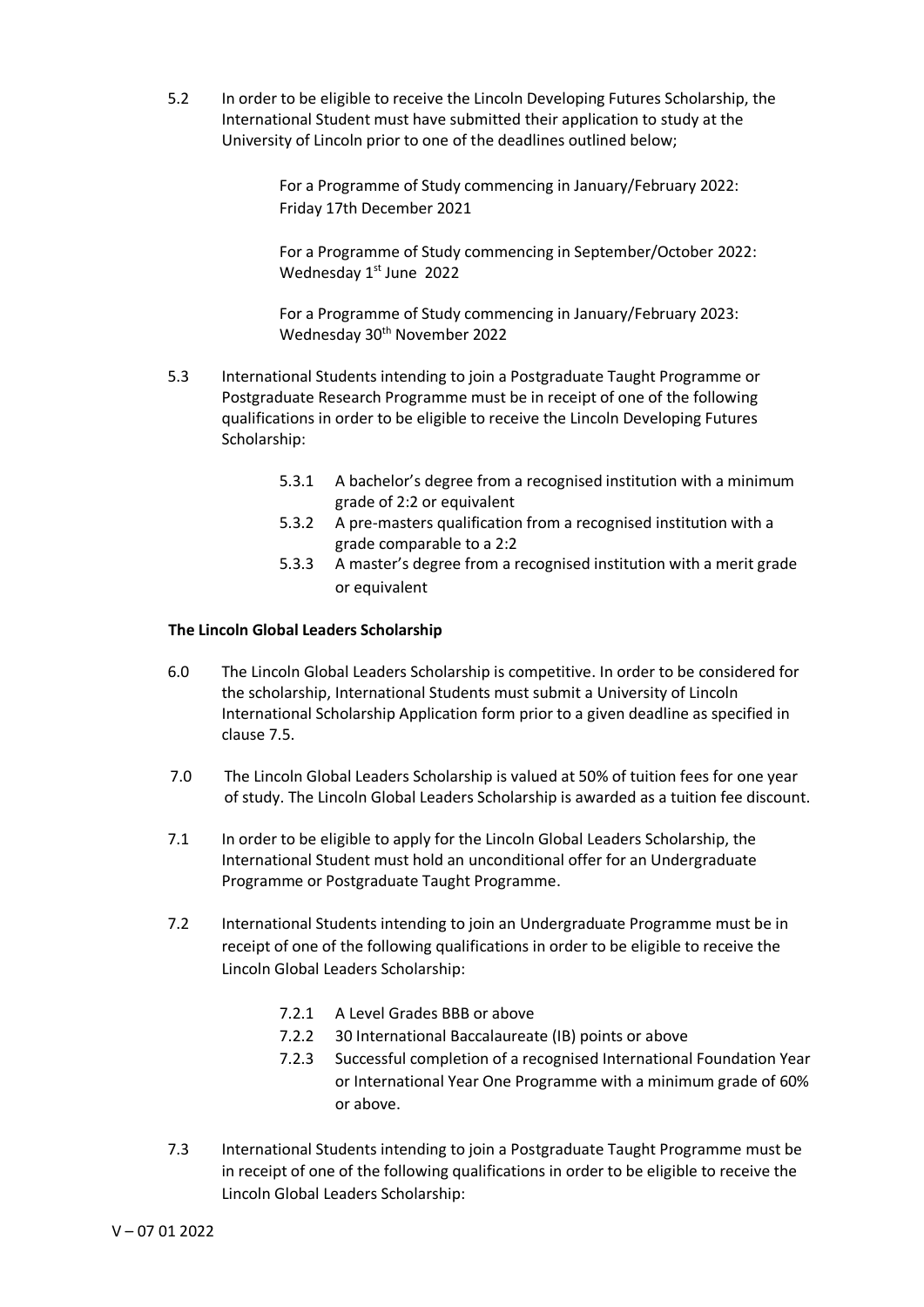5.2 In order to be eligible to receive the Lincoln Developing Futures Scholarship, the International Student must have submitted their application to study at the University of Lincoln prior to one of the deadlines outlined below;

For a Programme of Study commencing in January/February 2022: Friday 17th December 2021

For a Programme of Study commencing in September/October 2022: Wednesday 1st June 2022

For a Programme of Study commencing in January/February 2023: Wednesday 30th November 2022

5.3 International Students intending to join a Postgraduate Taught Programme or Postgraduate Research Programme must be in receipt of one of the following qualifications in order to be eligible to receive the Lincoln Developing Futures Scholarship:

- 5.3.1 A bachelor's degree from a recognised institution with a minimum grade of 2:2 or equivalent
- 5.3.2 A pre-masters qualification from a recognised institution with a grade comparable to a 2:2
- 5.3.3 A master's degree from a recognised institution with a merit grade or equivalent

**The Lincoln Global Leaders Scholarship**

6.0 The Lincoln Global Leaders Scholarship is competitive. In order to be considered for the scholarship, International Students must submit a University of Lincoln International Scholarship Application form prior to a given deadline as specified in clause 7.5.

7.0 The Lincoln Global Leaders Scholarship is valued at 50% of tuition fees for one year of study. The Lincoln Global Leaders Scholarship is awarded as a tuition fee discount.

7.1 In order to be eligible to apply for the Lincoln Global Leaders Scholarship, the International Student must hold an unconditional offer for an Undergraduate Programme or Postgraduate Taught Programme.

7.2 International Students intending to join an Undergraduate Programme must be in receipt of one of the following qualifications in order to be eligible to receive the Lincoln Global Leaders Scholarship:

- 7.2.1 A Level Grades BBB or above
- 7.2.2 30 International Baccalaureate (IB) points or above
- 7.2.3 Successful completion of a recognised International Foundation Year or International Year One Programme with a minimum grade of 60% or above.

7.3 International Students intending to join a Postgraduate Taught Programme must be in receipt of one of the following qualifications in order to be eligible to receive the Lincoln Global Leaders Scholarship:

V – 07 01 2022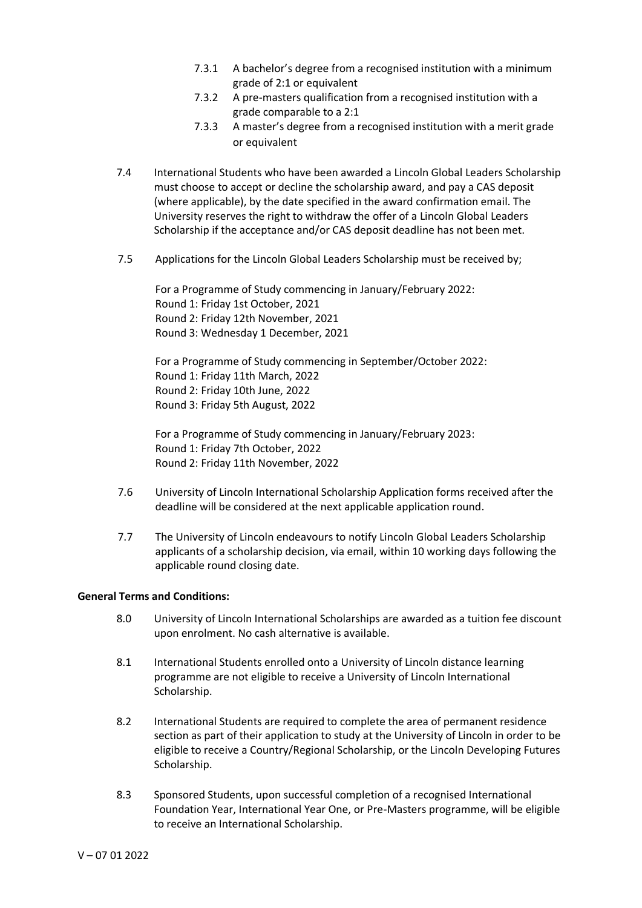- 7.3.1 A bachelor's degree from a recognised institution with a minimum grade of 2:1 or equivalent
- 7.3.2 A pre-masters qualification from a recognised institution with a grade comparable to a 2:1
- 7.3.3 A master's degree from a recognised institution with a merit grade or equivalent

7.4 International Students who have been awarded a Lincoln Global Leaders Scholarship must choose to accept or decline the scholarship award, and pay a CAS deposit (where applicable), by the date specified in the award confirmation email. The University reserves the right to withdraw the offer of a Lincoln Global Leaders Scholarship if the acceptance and/or CAS deposit deadline has not been met.

7.5 Applications for the Lincoln Global Leaders Scholarship must be received by;

For a Programme of Study commencing in January/February 2022:
Round 1: Friday 1st October, 2021
Round 2: Friday 12th November, 2021
Round 3: Wednesday 1 December, 2021

For a Programme of Study commencing in September/October 2022:
Round 1: Friday 11th March, 2022
Round 2: Friday 10th June, 2022
Round 3: Friday 5th August, 2022

For a Programme of Study commencing in January/February 2023:
Round 1: Friday 7th October, 2022
Round 2: Friday 11th November, 2022

7.6 University of Lincoln International Scholarship Application forms received after the deadline will be considered at the next applicable application round.

7.7 The University of Lincoln endeavours to notify Lincoln Global Leaders Scholarship applicants of a scholarship decision, via email, within 10 working days following the applicable round closing date.

**General Terms and Conditions:**

8.0 University of Lincoln International Scholarships are awarded as a tuition fee discount upon enrolment. No cash alternative is available.

8.1 International Students enrolled onto a University of Lincoln distance learning programme are not eligible to receive a University of Lincoln International Scholarship.

8.2 International Students are required to complete the area of permanent residence section as part of their application to study at the University of Lincoln in order to be eligible to receive a Country/Regional Scholarship, or the Lincoln Developing Futures Scholarship.

8.3 Sponsored Students, upon successful completion of a recognised International Foundation Year, International Year One, or Pre-Masters programme, will be eligible to receive an International Scholarship.

V – 07 01 2022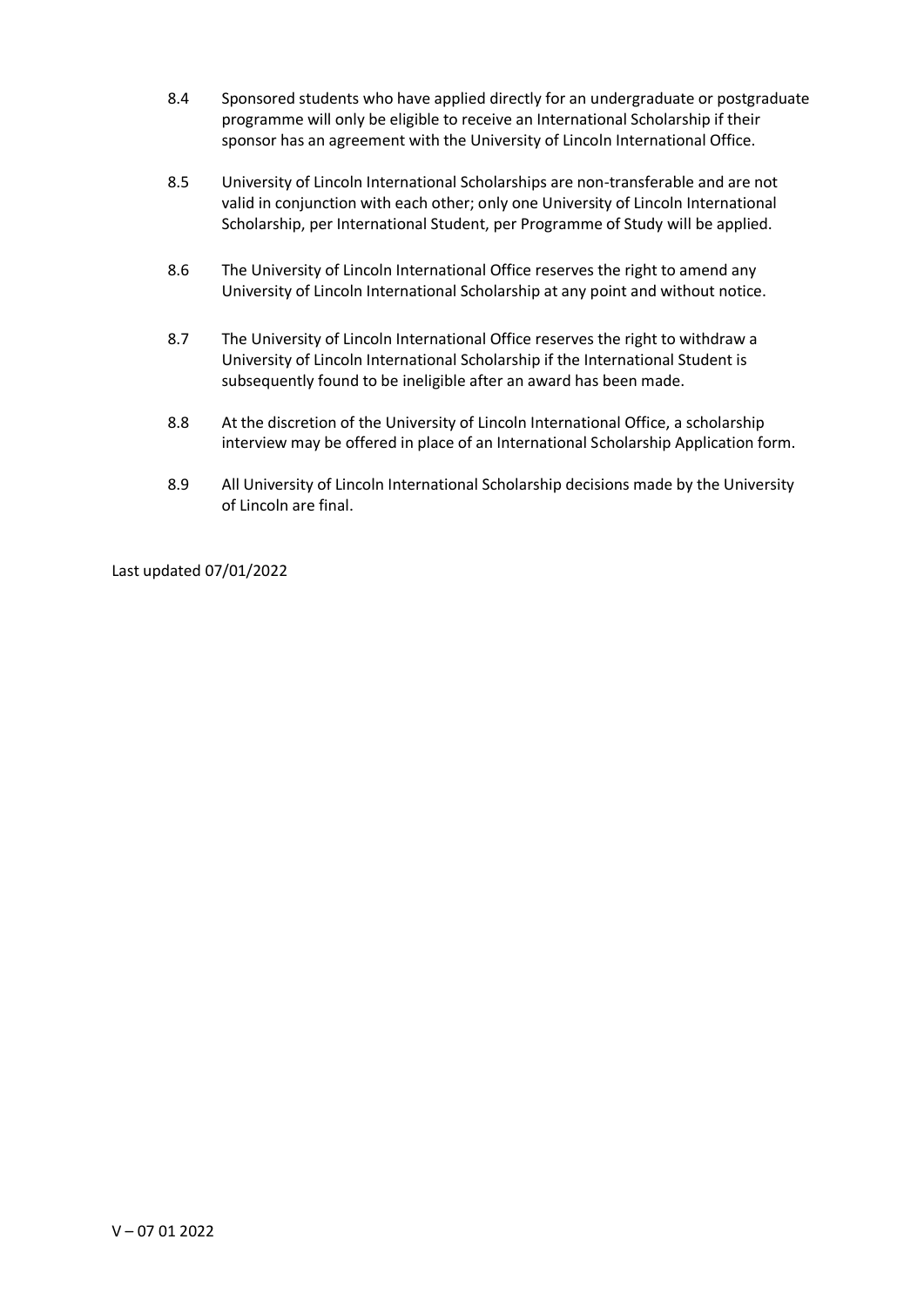8.4 Sponsored students who have applied directly for an undergraduate or postgraduate programme will only be eligible to receive an International Scholarship if their sponsor has an agreement with the University of Lincoln International Office.

8.5 University of Lincoln International Scholarships are non-transferable and are not valid in conjunction with each other; only one University of Lincoln International Scholarship, per International Student, per Programme of Study will be applied.

8.6 The University of Lincoln International Office reserves the right to amend any University of Lincoln International Scholarship at any point and without notice.

8.7 The University of Lincoln International Office reserves the right to withdraw a University of Lincoln International Scholarship if the International Student is subsequently found to be ineligible after an award has been made.

8.8 At the discretion of the University of Lincoln International Office, a scholarship interview may be offered in place of an International Scholarship Application form.

8.9 All University of Lincoln International Scholarship decisions made by the University of Lincoln are final.

Last updated 07/01/2022

V – 07 01 2022